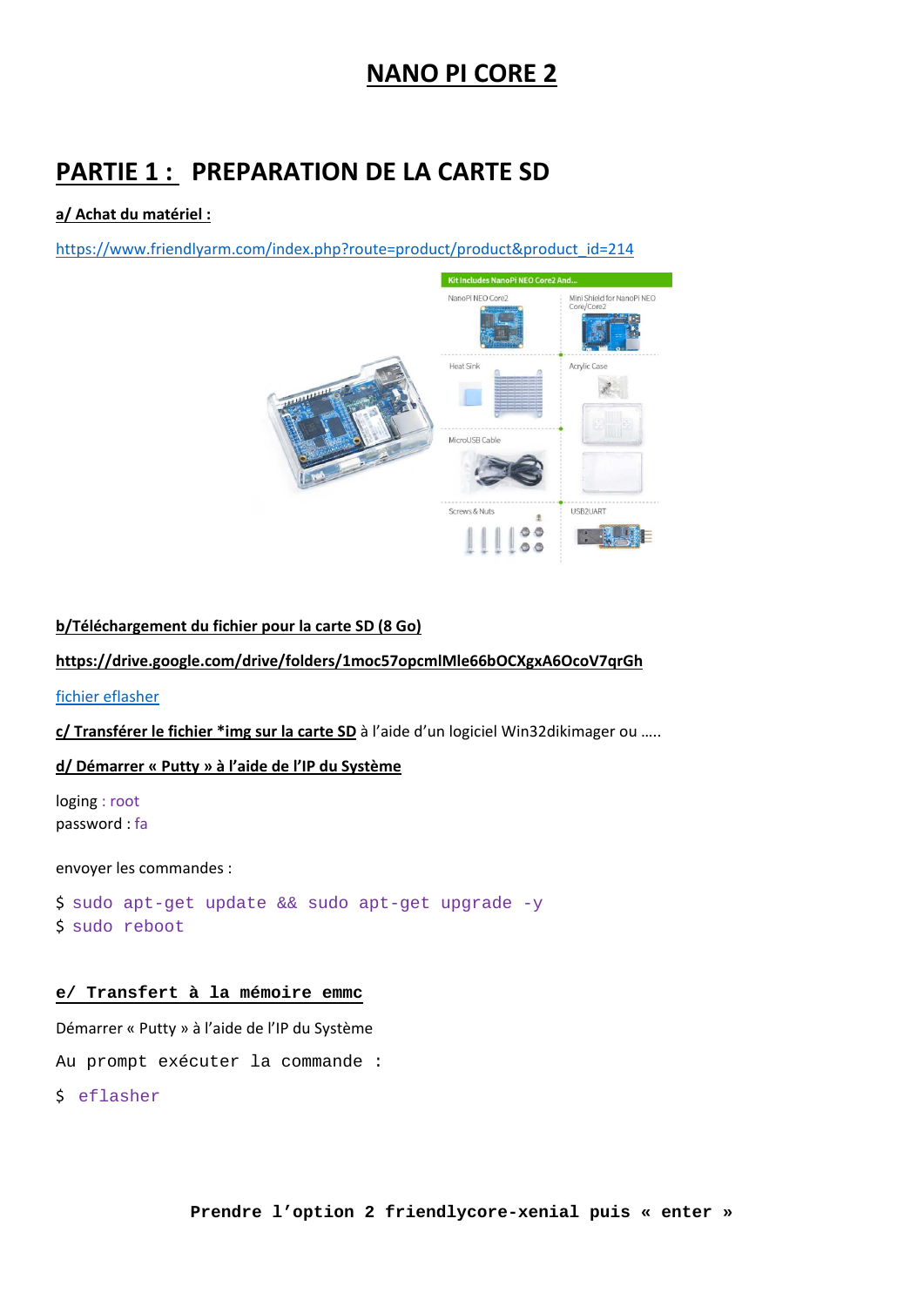# NANO PI CORE 2

## PARTIE 1 : PREPARATION DE LA CARTE SD

**a/ Achat du matériel :**

https://www.friendlyarm.com/index.php?route=product/product&product_id=214

**b/Téléchargement du fichier pour la carte SD (8 Go)**

**https://drive.google.com/drive/folders/1moc57opcmlMle66bOCXgxA6OcoV7qrGh**

fichier eflasher

**c/ Transférer le fichier *img sur la carte SD** à l'aide d'un logiciel Win32dikimager ou …..

**d/ Démarrer « Putty » à l'aide de l'IP du Système**

loging : root
password : fa

envoyer les commandes :

```
$ sudo apt-get update && sudo apt-get upgrade -y
$ sudo reboot
```

**e/ Transfert à la mémoire emmc**

Démarrer « Putty » à l'aide de l'IP du Système

Au prompt exécuter la commande :

```
$ eflasher
```

**Prendre l'option 2 friendlycore-xenial puis « enter »**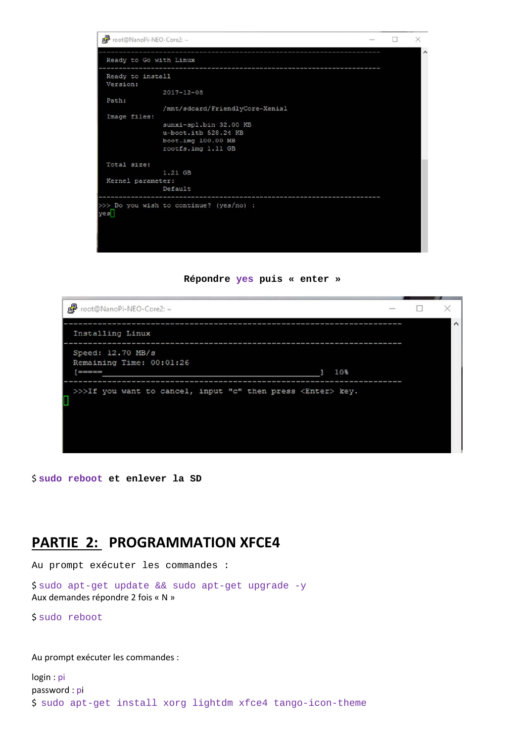```
root@NanoPi-NEO-Core2: ~
--------------------------------------------------------------------------
 Ready to Go with Linux
--------------------------------------------------------------------------
 Ready to install
 Version:
              2017-12-08
 Path:
              /mnt/sdcard/FriendlyCore-Xenial
 Image files:
              sunxi-spl.bin 32.00 KB
              u-boot.itb 528.24 KB
              boot.img 100.00 MB
              rootfs.img 1.11 GB

 Total size:
              1.21 GB
 Kernel parameter:
              Default
--------------------------------------------------------------------------
>>> Do you wish to continue? (yes/no) :
yes
```

**Répondre yes puis « enter »**

```
root@NanoPi-NEO-Core2: ~
--------------------------------------------------------------------------
  Installing Linux
--------------------------------------------------------------------------
  Speed: 12.70 MB/s
  Remaining Time: 00:01:26
  [=====                                               ]  10%
--------------------------------------------------------------------------
  >>>If you want to cancel, input "c" then press <Enter> key.
```

$ **sudo reboot et enlever la SD**

## PARTIE 2: PROGRAMMATION XFCE4

Au prompt exécuter les commandes :

```
$ sudo apt-get update && sudo apt-get upgrade -y
```

Aux demandes répondre 2 fois « N »

```
$ sudo reboot
```

Au prompt exécuter les commandes :

login : pi
password : pi

```
$ sudo apt-get install xorg lightdm xfce4 tango-icon-theme
```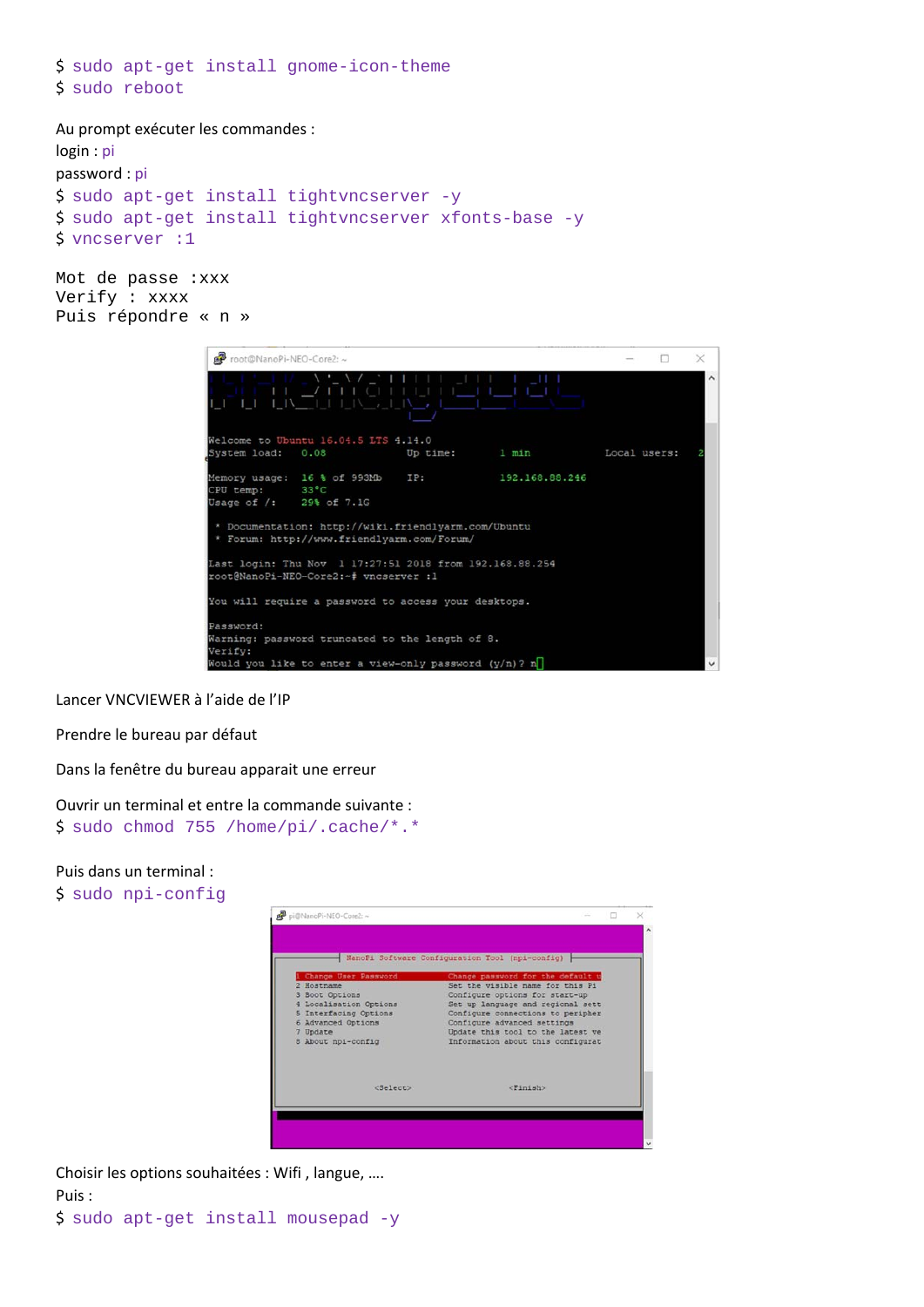```
$ sudo apt-get install gnome-icon-theme
$ sudo reboot
```

Au prompt exécuter les commandes :

login : pi

password : pi

```
$ sudo apt-get install tightvncserver -y
$ sudo apt-get install tightvncserver xfonts-base -y
$ vncserver :1
```

```
Mot de passe :xxx
Verify : xxxx
Puis répondre « n »
```

Lancer VNCVIEWER à l'aide de l'IP

Prendre le bureau par défaut

Dans la fenêtre du bureau apparait une erreur

Ouvrir un terminal et entre la commande suivante :

```
$ sudo chmod 755 /home/pi/.cache/*.*
```

Puis dans un terminal :

```
$ sudo npi-config
```

Choisir les options souhaitées : Wifi , langue, ….

Puis :

```
$ sudo apt-get install mousepad -y
```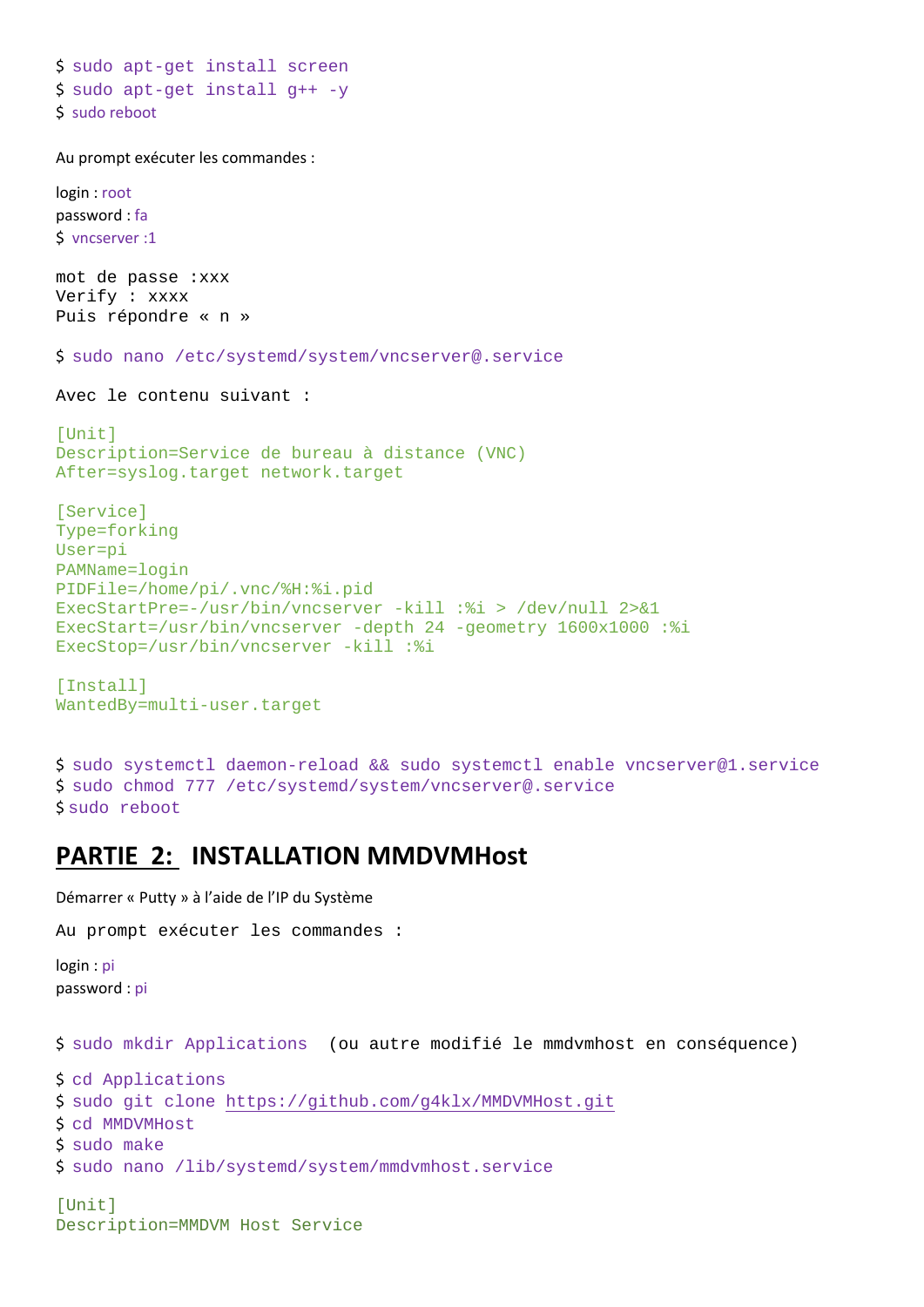```
$ sudo apt-get install screen
$ sudo apt-get install g++ -y
$ sudo reboot
```

Au prompt exécuter les commandes :

login : root
password : fa
$ vncserver :1

mot de passe :xxx
Verify : xxxx
Puis répondre « n »

```
$ sudo nano /etc/systemd/system/vncserver@.service
```

Avec le contenu suivant :

```
[Unit]
Description=Service de bureau à distance (VNC)
After=syslog.target network.target

[Service]
Type=forking
User=pi
PAMName=login
PIDFile=/home/pi/.vnc/%H:%i.pid
ExecStartPre=-/usr/bin/vncserver -kill :%i > /dev/null 2>&1
ExecStart=/usr/bin/vncserver -depth 24 -geometry 1600x1000 :%i
ExecStop=/usr/bin/vncserver -kill :%i

[Install]
WantedBy=multi-user.target
```

```
$ sudo systemctl daemon-reload && sudo systemctl enable vncserver@1.service
$ sudo chmod 777 /etc/systemd/system/vncserver@.service
$ sudo reboot
```

## PARTIE 2: INSTALLATION MMDVMHost

Démarrer « Putty » à l'aide de l'IP du Système

Au prompt exécuter les commandes :

login : pi
password : pi

$ sudo mkdir Applications (ou autre modifié le mmdvmhost en conséquence)

```
$ cd Applications
$ sudo git clone https://github.com/g4klx/MMDVMHost.git
$ cd MMDVMHost
$ sudo make
$ sudo nano /lib/systemd/system/mmdvmhost.service
```

```
[Unit]
Description=MMDVM Host Service
```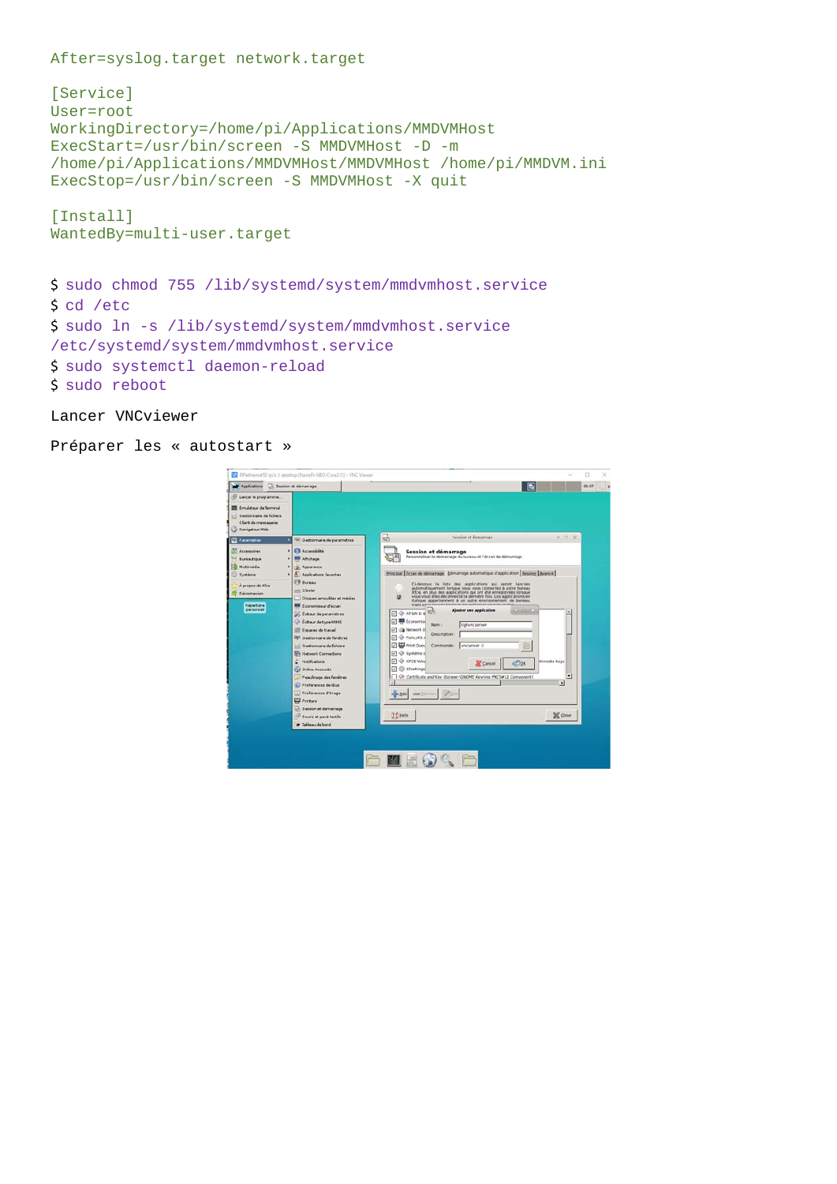```
After=syslog.target network.target

[Service]
User=root
WorkingDirectory=/home/pi/Applications/MMDVMHost
ExecStart=/usr/bin/screen -S MMDVMHost -D -m
/home/pi/Applications/MMDVMHost/MMDVMHost /home/pi/MMDVM.ini
ExecStop=/usr/bin/screen -S MMDVMHost -X quit

[Install]
WantedBy=multi-user.target
```

```
$ sudo chmod 755 /lib/systemd/system/mmdvmhost.service
$ cd /etc
$ sudo ln -s /lib/systemd/system/mmdvmhost.service
/etc/systemd/system/mmdvmhost.service
$ sudo systemctl daemon-reload
$ sudo reboot
```

Lancer VNCviewer

Préparer les « autostart »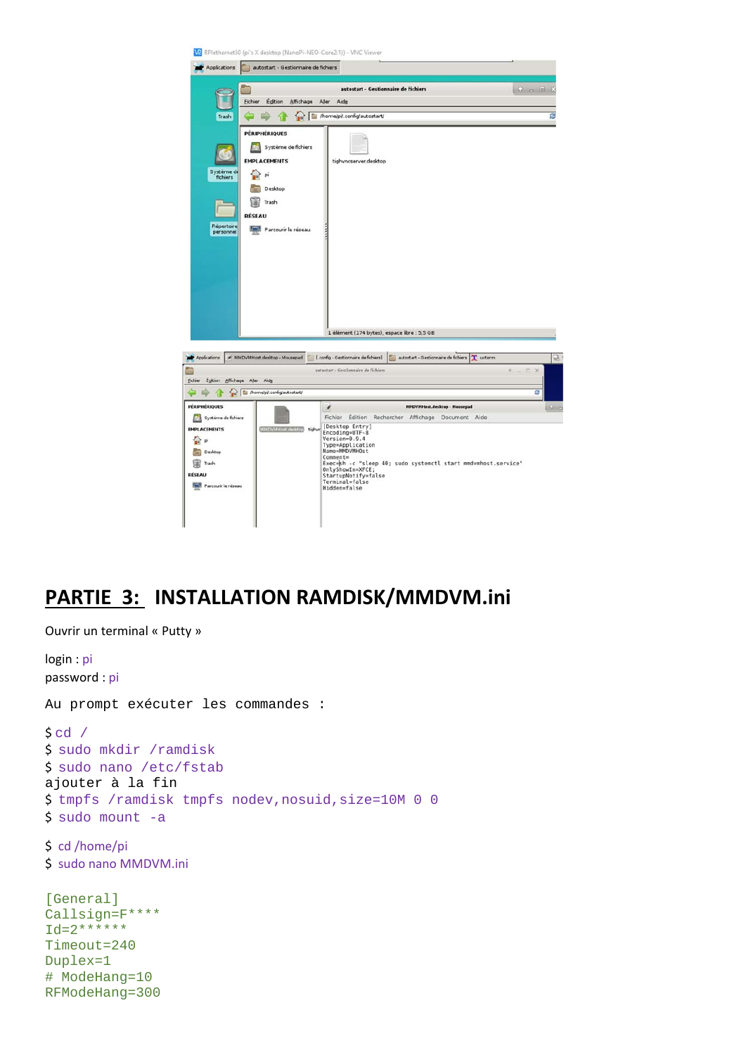## PARTIE 3: INSTALLATION RAMDISK/MMDVM.ini

Ouvrir un terminal « Putty »

login : pi
password : pi

Au prompt exécuter les commandes :

```
$ cd /
$ sudo mkdir /ramdisk
$ sudo nano /etc/fstab
ajouter à la fin
$ tmpfs /ramdisk tmpfs nodev,nosuid,size=10M 0 0
$ sudo mount -a
```

```
$ cd /home/pi
$ sudo nano MMDVM.ini
```

```
[General]
Callsign=F****
Id=2******
Timeout=240
Duplex=1
# ModeHang=10
RFModeHang=300
```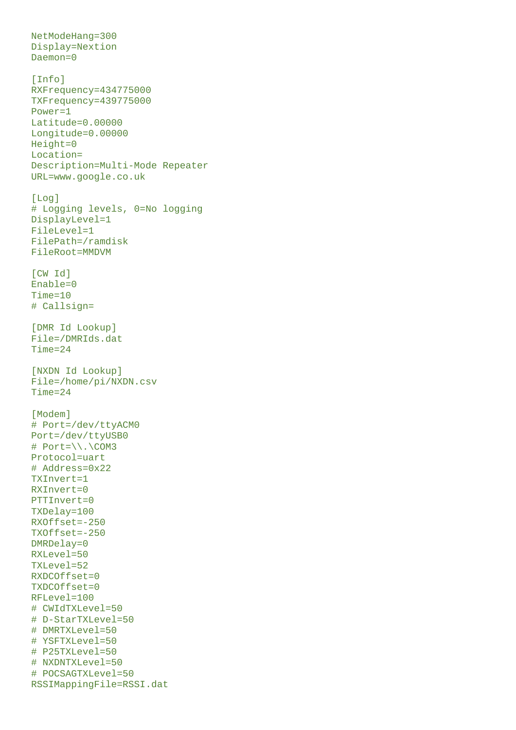```
NetModeHang=300
Display=Nextion
Daemon=0

[Info]
RXFrequency=434775000
TXFrequency=439775000
Power=1
Latitude=0.00000
Longitude=0.00000
Height=0
Location=
Description=Multi-Mode Repeater
URL=www.google.co.uk

[Log]
# Logging levels, 0=No logging
DisplayLevel=1
FileLevel=1
FilePath=/ramdisk
FileRoot=MMDVM

[CW Id]
Enable=0
Time=10
# Callsign=

[DMR Id Lookup]
File=/DMRIds.dat
Time=24

[NXDN Id Lookup]
File=/home/pi/NXDN.csv
Time=24

[Modem]
# Port=/dev/ttyACM0
Port=/dev/ttyUSB0
# Port=\\.\COM3
Protocol=uart
# Address=0x22
TXInvert=1
RXInvert=0
PTTInvert=0
TXDelay=100
RXOffset=-250
TXOffset=-250
DMRDelay=0
RXLevel=50
TXLevel=52
RXDCOffset=0
TXDCOffset=0
RFLevel=100
# CWIdTXLevel=50
# D-StarTXLevel=50
# DMRTXLevel=50
# YSFTXLevel=50
# P25TXLevel=50
# NXDNTXLevel=50
# POCSAGTXLevel=50
RSSIMappingFile=RSSI.dat
```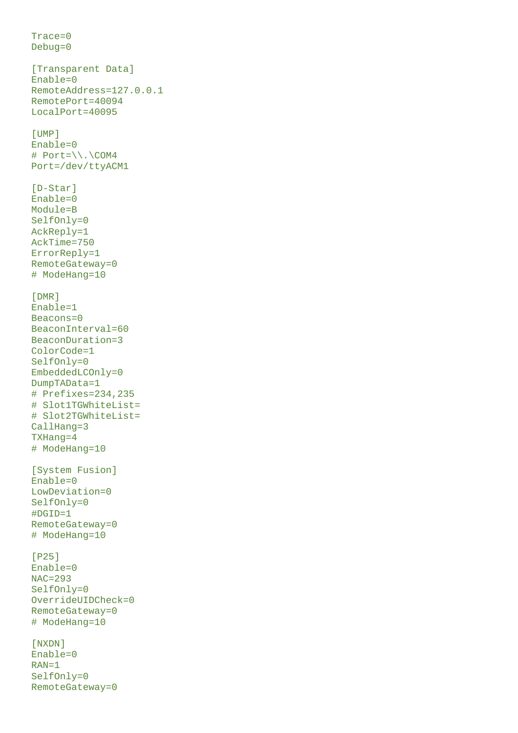```
Trace=0
Debug=0

[Transparent Data]
Enable=0
RemoteAddress=127.0.0.1
RemotePort=40094
LocalPort=40095

[UMP]
Enable=0
# Port=\\.\COM4
Port=/dev/ttyACM1

[D-Star]
Enable=0
Module=B
SelfOnly=0
AckReply=1
AckTime=750
ErrorReply=1
RemoteGateway=0
# ModeHang=10

[DMR]
Enable=1
Beacons=0
BeaconInterval=60
BeaconDuration=3
ColorCode=1
SelfOnly=0
EmbeddedLCOnly=0
DumpTAData=1
# Prefixes=234,235
# Slot1TGWhiteList=
# Slot2TGWhiteList=
CallHang=3
TXHang=4
# ModeHang=10

[System Fusion]
Enable=0
LowDeviation=0
SelfOnly=0
#DGID=1
RemoteGateway=0
# ModeHang=10

[P25]
Enable=0
NAC=293
SelfOnly=0
OverrideUIDCheck=0
RemoteGateway=0
# ModeHang=10

[NXDN]
Enable=0
RAN=1
SelfOnly=0
RemoteGateway=0
```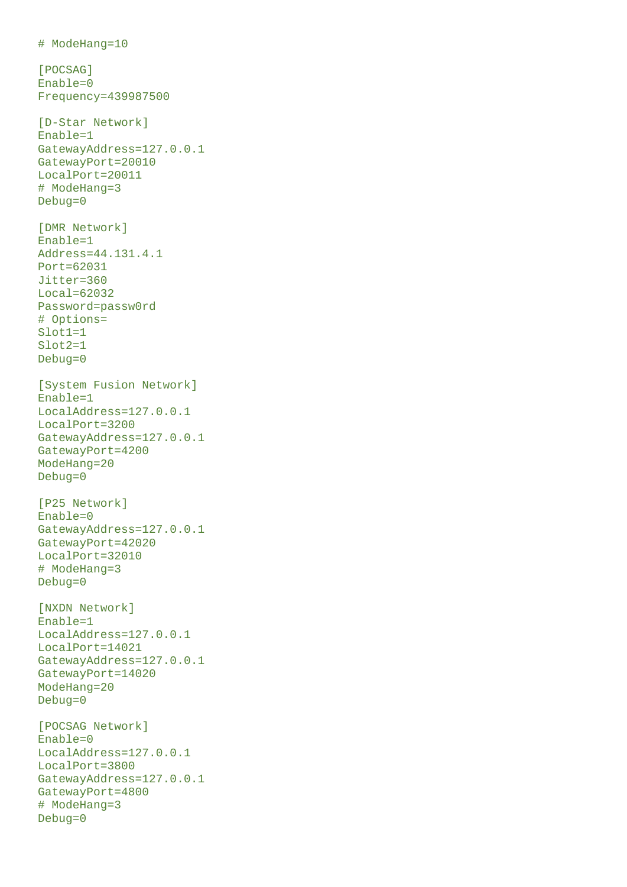```
# ModeHang=10

[POCSAG]
Enable=0
Frequency=439987500

[D-Star Network]
Enable=1
GatewayAddress=127.0.0.1
GatewayPort=20010
LocalPort=20011
# ModeHang=3
Debug=0

[DMR Network]
Enable=1
Address=44.131.4.1
Port=62031
Jitter=360
Local=62032
Password=passw0rd
# Options=
Slot1=1
Slot2=1
Debug=0

[System Fusion Network]
Enable=1
LocalAddress=127.0.0.1
LocalPort=3200
GatewayAddress=127.0.0.1
GatewayPort=4200
ModeHang=20
Debug=0

[P25 Network]
Enable=0
GatewayAddress=127.0.0.1
GatewayPort=42020
LocalPort=32010
# ModeHang=3
Debug=0

[NXDN Network]
Enable=1
LocalAddress=127.0.0.1
LocalPort=14021
GatewayAddress=127.0.0.1
GatewayPort=14020
ModeHang=20
Debug=0

[POCSAG Network]
Enable=0
LocalAddress=127.0.0.1
LocalPort=3800
GatewayAddress=127.0.0.1
GatewayPort=4800
# ModeHang=3
Debug=0
```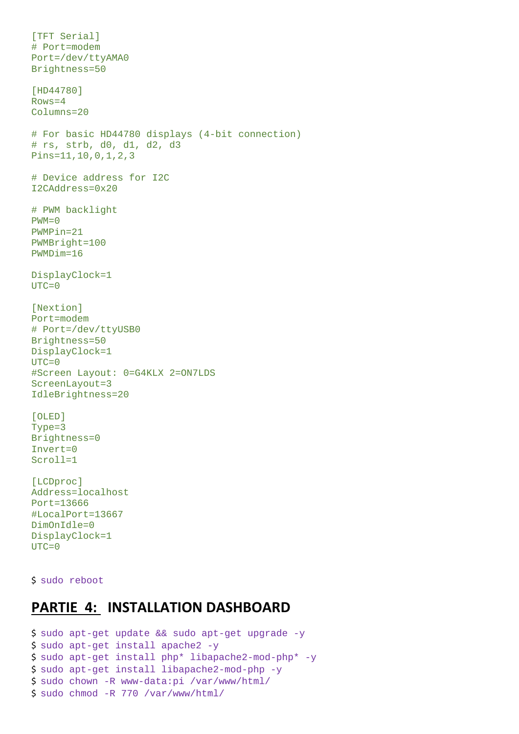```
[TFT Serial]
# Port=modem
Port=/dev/ttyAMA0
Brightness=50

[HD44780]
Rows=4
Columns=20

# For basic HD44780 displays (4-bit connection)
# rs, strb, d0, d1, d2, d3
Pins=11,10,0,1,2,3

# Device address for I2C
I2CAddress=0x20

# PWM backlight
PWM=0
PWMPin=21
PWMBright=100
PWMDim=16

DisplayClock=1
UTC=0

[Nextion]
Port=modem
# Port=/dev/ttyUSB0
Brightness=50
DisplayClock=1
UTC=0
#Screen Layout: 0=G4KLX 2=ON7LDS
ScreenLayout=3
IdleBrightness=20

[OLED]
Type=3
Brightness=0
Invert=0
Scroll=1

[LCDproc]
Address=localhost
Port=13666
#LocalPort=13667
DimOnIdle=0
DisplayClock=1
UTC=0
```

```
$ sudo reboot
```

## PARTIE 4: INSTALLATION DASHBOARD

```
$ sudo apt-get update && sudo apt-get upgrade -y
$ sudo apt-get install apache2 -y
$ sudo apt-get install php* libapache2-mod-php* -y
$ sudo apt-get install libapache2-mod-php -y
$ sudo chown -R www-data:pi /var/www/html/
$ sudo chmod -R 770 /var/www/html/
```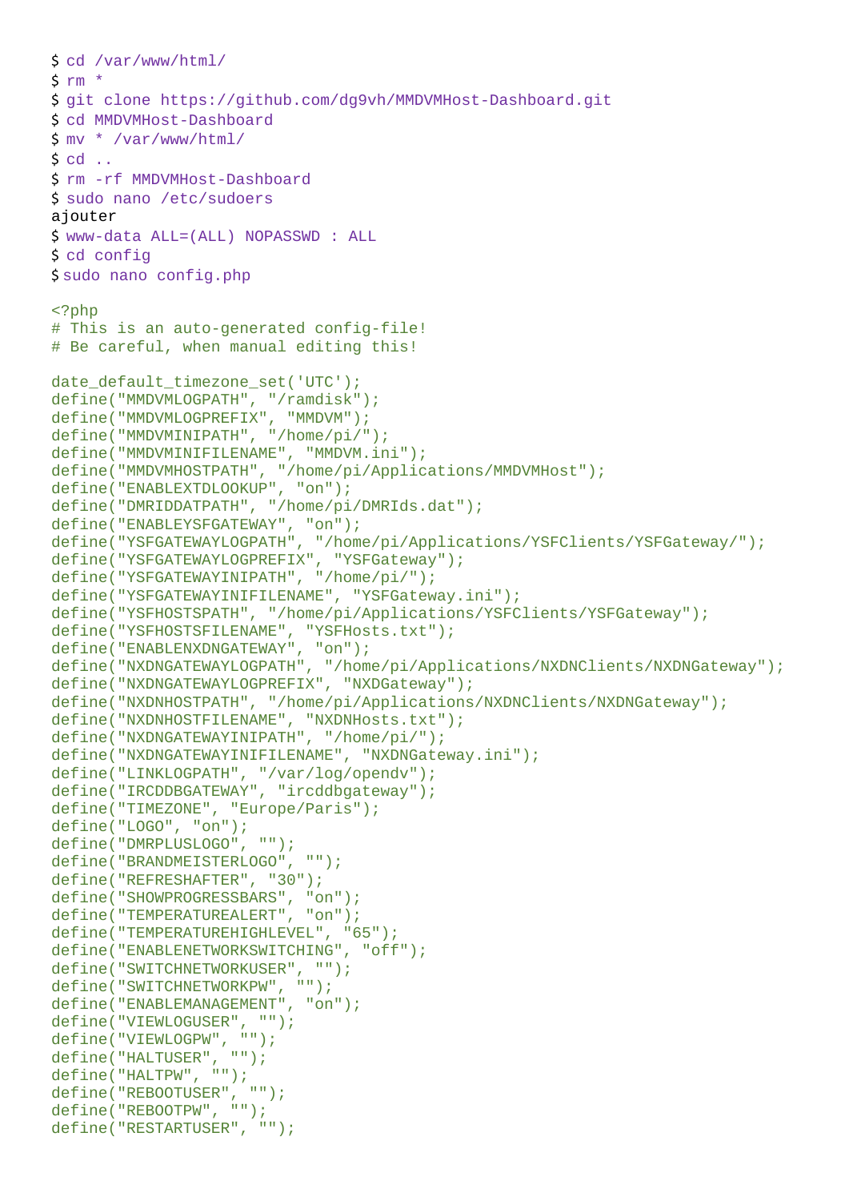```
$ cd /var/www/html/
$ rm *
$ git clone https://github.com/dg9vh/MMDVMHost-Dashboard.git
$ cd MMDVMHost-Dashboard
$ mv * /var/www/html/
$ cd ..
$ rm -rf MMDVMHost-Dashboard
$ sudo nano /etc/sudoers
```

ajouter

```
$ www-data ALL=(ALL) NOPASSWD : ALL
$ cd config
$sudo nano config.php
```

```php
<?php
# This is an auto-generated config-file!
# Be careful, when manual editing this!

date_default_timezone_set('UTC');
define("MMDVMLOGPATH", "/ramdisk");
define("MMDVMLOGPREFIX", "MMDVM");
define("MMDVMINIPATH", "/home/pi/");
define("MMDVMINIFILENAME", "MMDVM.ini");
define("MMDVMHOSTPATH", "/home/pi/Applications/MMDVMHost");
define("ENABLEXTDLOOKUP", "on");
define("DMRIDDATPATH", "/home/pi/DMRIds.dat");
define("ENABLEYSFGATEWAY", "on");
define("YSFGATEWAYLOGPATH", "/home/pi/Applications/YSFClients/YSFGateway/");
define("YSFGATEWAYLOGPREFIX", "YSFGateway");
define("YSFGATEWAYINIPATH", "/home/pi/");
define("YSFGATEWAYINIFILENAME", "YSFGateway.ini");
define("YSFHOSTSPATH", "/home/pi/Applications/YSFClients/YSFGateway");
define("YSFHOSTSFILENAME", "YSFHosts.txt");
define("ENABLENXDNGATEWAY", "on");
define("NXDNGATEWAYLOGPATH", "/home/pi/Applications/NXDNClients/NXDNGateway");
define("NXDNGATEWAYLOGPREFIX", "NXDGateway");
define("NXDNHOSTPATH", "/home/pi/Applications/NXDNClients/NXDNGateway");
define("NXDNHOSTFILENAME", "NXDNHosts.txt");
define("NXDNGATEWAYINIPATH", "/home/pi/");
define("NXDNGATEWAYINIFILENAME", "NXDNGateway.ini");
define("LINKLOGPATH", "/var/log/opendv");
define("IRCDDBGATEWAY", "ircddbgateway");
define("TIMEZONE", "Europe/Paris");
define("LOGO", "on");
define("DMRPLUSLOGO", "");
define("BRANDMEISTERLOGO", "");
define("REFRESHAFTER", "30");
define("SHOWPROGRESSBARS", "on");
define("TEMPERATUREALERT", "on");
define("TEMPERATUREHIGHLEVEL", "65");
define("ENABLENETWORKSWITCHING", "off");
define("SWITCHNETWORKUSER", "");
define("SWITCHNETWORKPW", "");
define("ENABLEMANAGEMENT", "on");
define("VIEWLOGUSER", "");
define("VIEWLOGPW", "");
define("HALTUSER", "");
define("HALTPW", "");
define("REBOOTUSER", "");
define("REBOOTPW", "");
define("RESTARTUSER", "");
```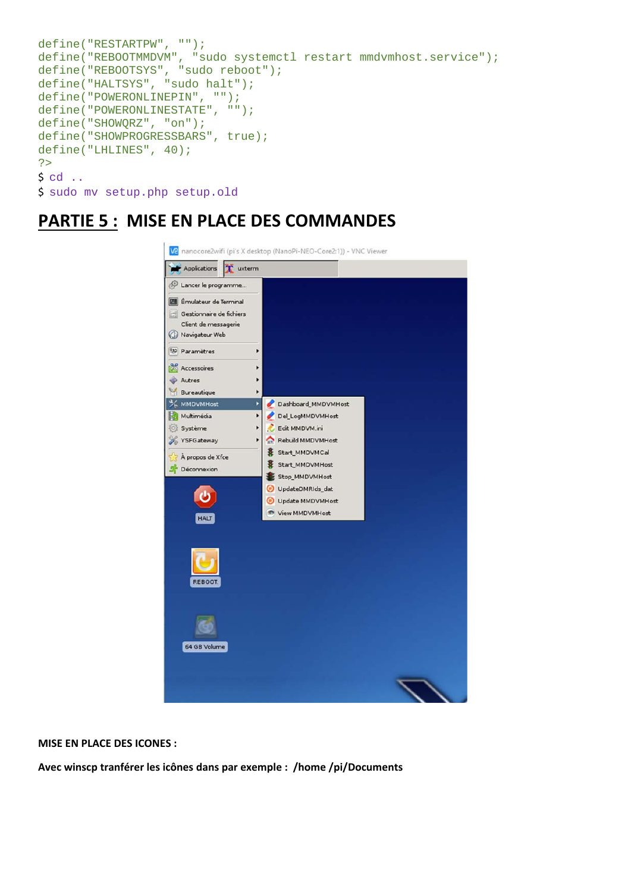```
define("RESTARTPW", "");
define("REBOOTMMDVM", "sudo systemctl restart mmdvmhost.service");
define("REBOOTSYS", "sudo reboot");
define("HALTSYS", "sudo halt");
define("POWERONLINEPIN", "");
define("POWERONLINESTATE", "");
define("SHOWQRZ", "on");
define("SHOWPROGRESSBARS", true);
define("LHLINES", 40);
?>
$ cd ..
$ sudo mv setup.php setup.old
```

## PARTIE 5 : MISE EN PLACE DES COMMANDES

**MISE EN PLACE DES ICONES :**

**Avec winscp tranférer les icônes dans par exemple : /home /pi/Documents**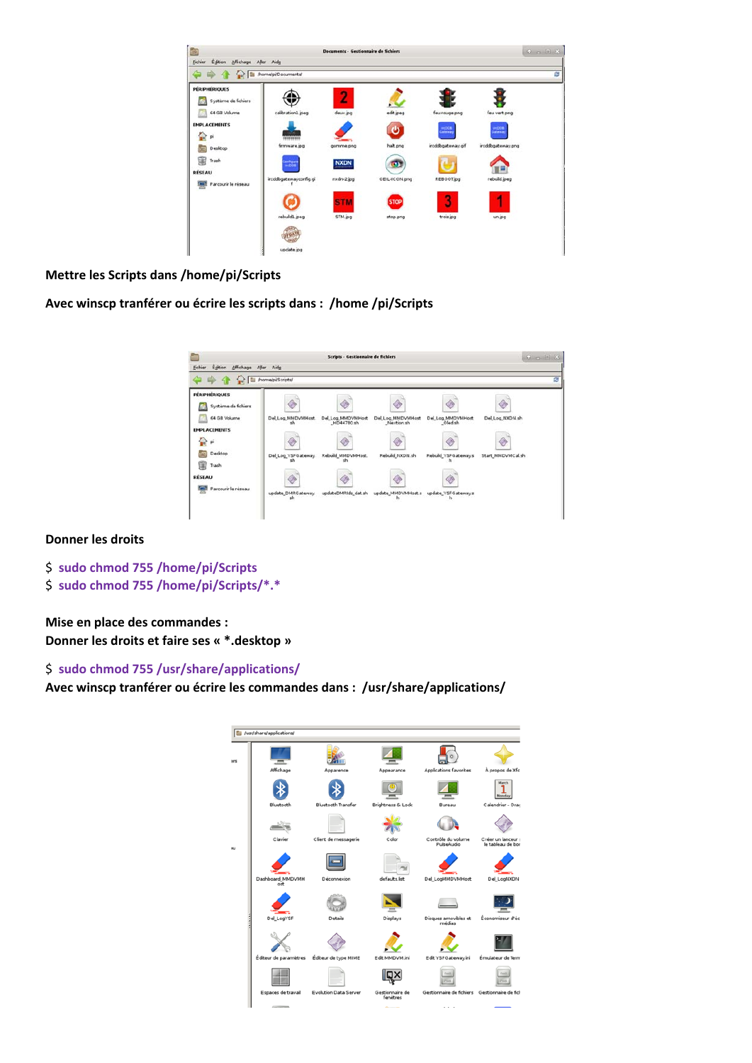Mettre les Scripts dans /home/pi/Scripts

Avec winscp tranférer ou écrire les scripts dans : /home /pi/Scripts

Donner les droits

```
$ sudo chmod 755 /home/pi/Scripts
$ sudo chmod 755 /home/pi/Scripts/*.*
```

Mise en place des commandes :
Donner les droits et faire ses « *.desktop »

```
$ sudo chmod 755 /usr/share/applications/
```

Avec winscp tranférer ou écrire les commandes dans : /usr/share/applications/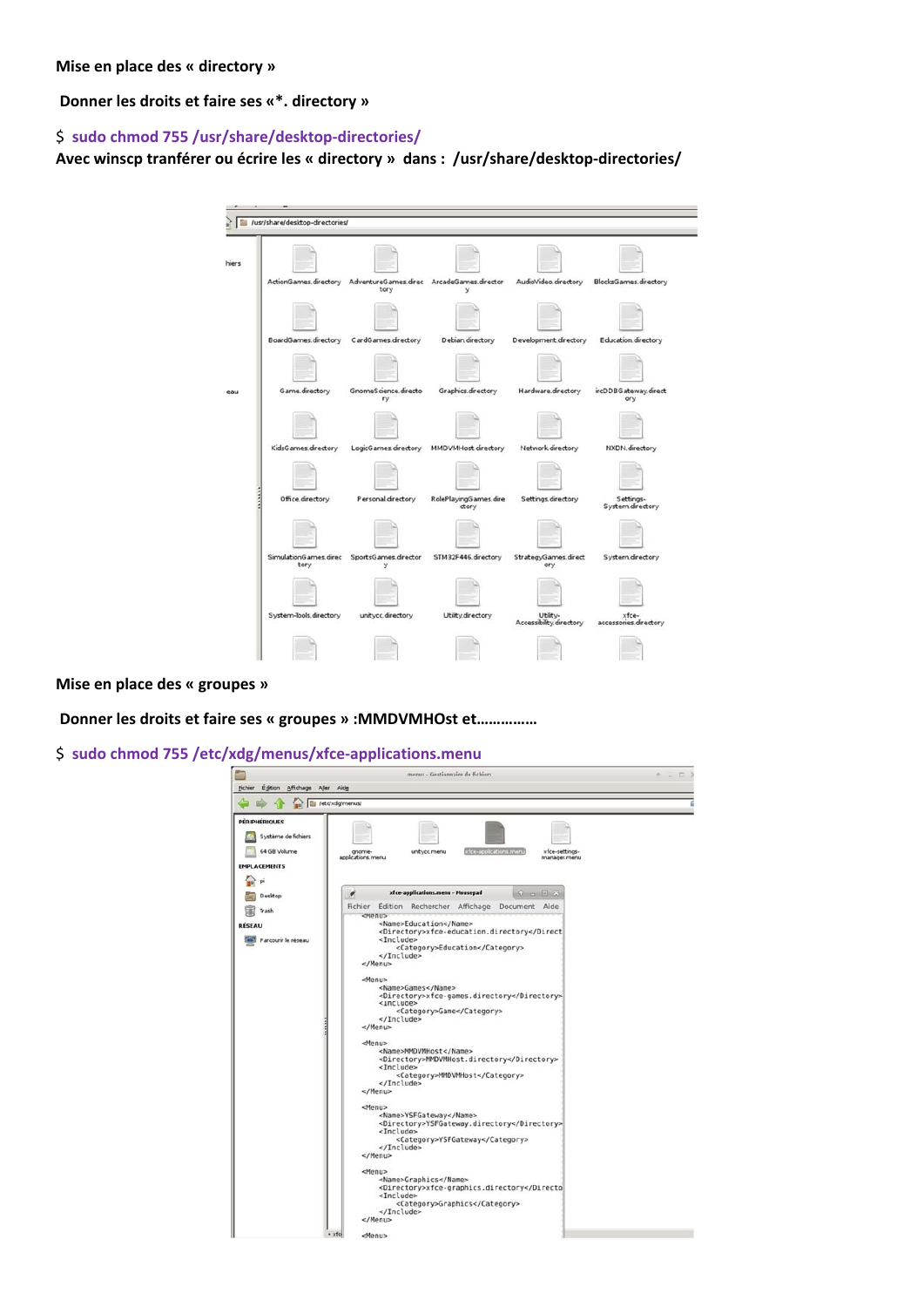**Mise en place des « directory »**

**Donner les droits et faire ses «*. directory »**

$ **sudo chmod 755 /usr/share/desktop-directories/**

**Avec winscp tranférer ou écrire les « directory » dans : /usr/share/desktop-directories/**

**Mise en place des « groupes »**

**Donner les droits et faire ses « groupes » :MMDVMHOst et……………**

$ **sudo chmod 755 /etc/xdg/menus/xfce-applications.menu**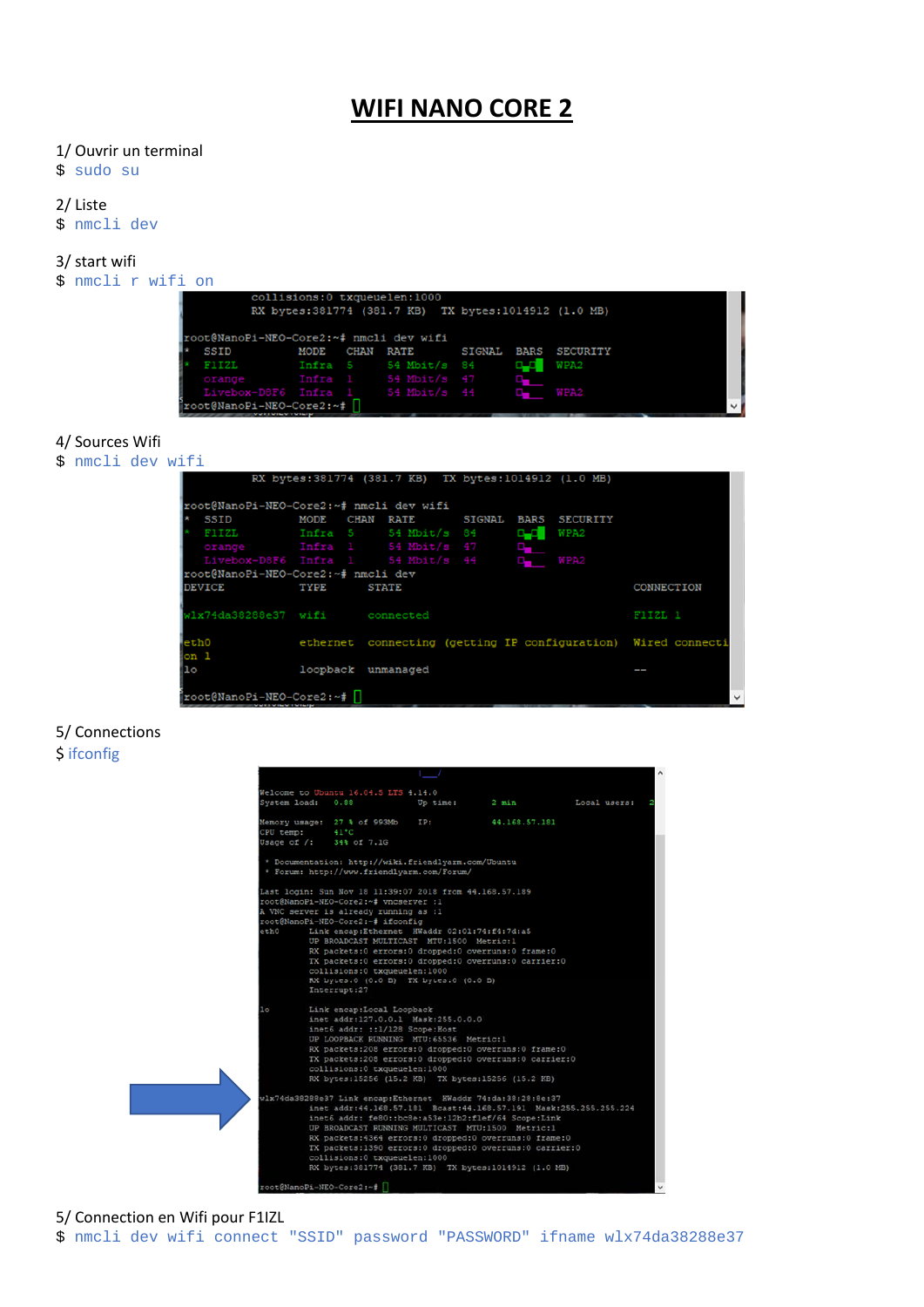# WIFI NANO CORE 2

1/ Ouvrir un terminal

$ sudo su

2/ Liste

$ nmcli dev

3/ start wifi

$ nmcli r wifi on

```
        collisions:0 txqueuelen:1000
        RX bytes:381774 (381.7 KB)  TX bytes:1014912 (1.0 MB)

root@NanoPi-NEO-Core2:~# nmcli dev wifi
*  SSID          MODE   CHAN  RATE       SIGNAL  BARS  SECURITY
*  F1IZL         Infra  5     54 Mbit/s  84            WPA2
   orange        Infra  1     54 Mbit/s  47
   Livebox-D8F6  Infra  1     54 Mbit/s  44            WPA2
root@NanoPi-NEO-Core2:~#
```

4/ Sources Wifi

$ nmcli dev wifi

```
        RX bytes:381774 (381.7 KB)  TX bytes:1014912 (1.0 MB)

root@NanoPi-NEO-Core2:~# nmcli dev wifi
*  SSID          MODE   CHAN  RATE       SIGNAL  BARS  SECURITY
*  F1IZL         Infra  5     54 Mbit/s  84            WPA2
   orange        Infra  1     54 Mbit/s  47
   Livebox-D8F6  Infra  1     54 Mbit/s  44            WPA2
root@NanoPi-NEO-Core2:~# nmcli dev
DEVICE            TYPE      STATE                                  CONNECTION

wlx74da38288e37   wifi      connected                              F1IZL 1

eth0              ethernet  connecting (getting IP configuration)  Wired connecti
on 1
lo                loopback  unmanaged                              --

root@NanoPi-NEO-Core2:~#
```

5/ Connections

$ ifconfig

```
Welcome to Ubuntu 16.04.5 LTS 4.14.0
System load:   0.88            Up time:     2 min           Local users:   2

Memory usage:  27 % of 993Mb   IP:          44.168.57.181
CPU temp:      41°C
Usage of /:    34% of 7.1G

 * Documentation: http://wiki.friendlyarm.com/Ubuntu
 * Forum: http://www.friendlyarm.com/Forum/

Last login: Sun Nov 18 11:39:07 2018 from 44.168.57.189
root@NanoPi-NEO-Core2:~# vncserver :1
A VNC server is already running as :1
root@NanoPi-NEO-Core2:~# ifconfig
eth0      Link encap:Ethernet  HWaddr 02:01:74:f4:7d:a5
          UP BROADCAST MULTICAST  MTU:1500  Metric:1
          RX packets:0 errors:0 dropped:0 overruns:0 frame:0
          TX packets:0 errors:0 dropped:0 overruns:0 carrier:0
          collisions:0 txqueuelen:1000
          RX bytes:0 (0.0 B)  TX bytes:0 (0.0 B)
          Interrupt:27

lo        Link encap:Local Loopback
          inet addr:127.0.0.1  Mask:255.0.0.0
          inet6 addr: ::1/128 Scope:Host
          UP LOOPBACK RUNNING  MTU:65536  Metric:1
          RX packets:208 errors:0 dropped:0 overruns:0 frame:0
          TX packets:208 errors:0 dropped:0 overruns:0 carrier:0
          collisions:0 txqueuelen:1000
          RX bytes:15256 (15.2 KB)  TX bytes:15256 (15.2 KB)

wlx74da38288e37 Link encap:Ethernet  HWaddr 74:da:38:28:8e:37
          inet addr:44.168.57.181  Bcast:44.168.57.191  Mask:255.255.255.224
          inet6 addr: fe80::bc8e:a53e:12b2:f1ef/64 Scope:Link
          UP BROADCAST RUNNING MULTICAST  MTU:1500  Metric:1
          RX packets:4364 errors:0 dropped:0 overruns:0 frame:0
          TX packets:1390 errors:0 dropped:0 overruns:0 carrier:0
          collisions:0 txqueuelen:1000
          RX bytes:381774 (381.7 KB)  TX bytes:1014912 (1.0 MB)

root@NanoPi-NEO-Core2:~#
```

5/ Connection en Wifi pour F1IZL

$ nmcli dev wifi connect "SSID" password "PASSWORD" ifname wlx74da38288e37